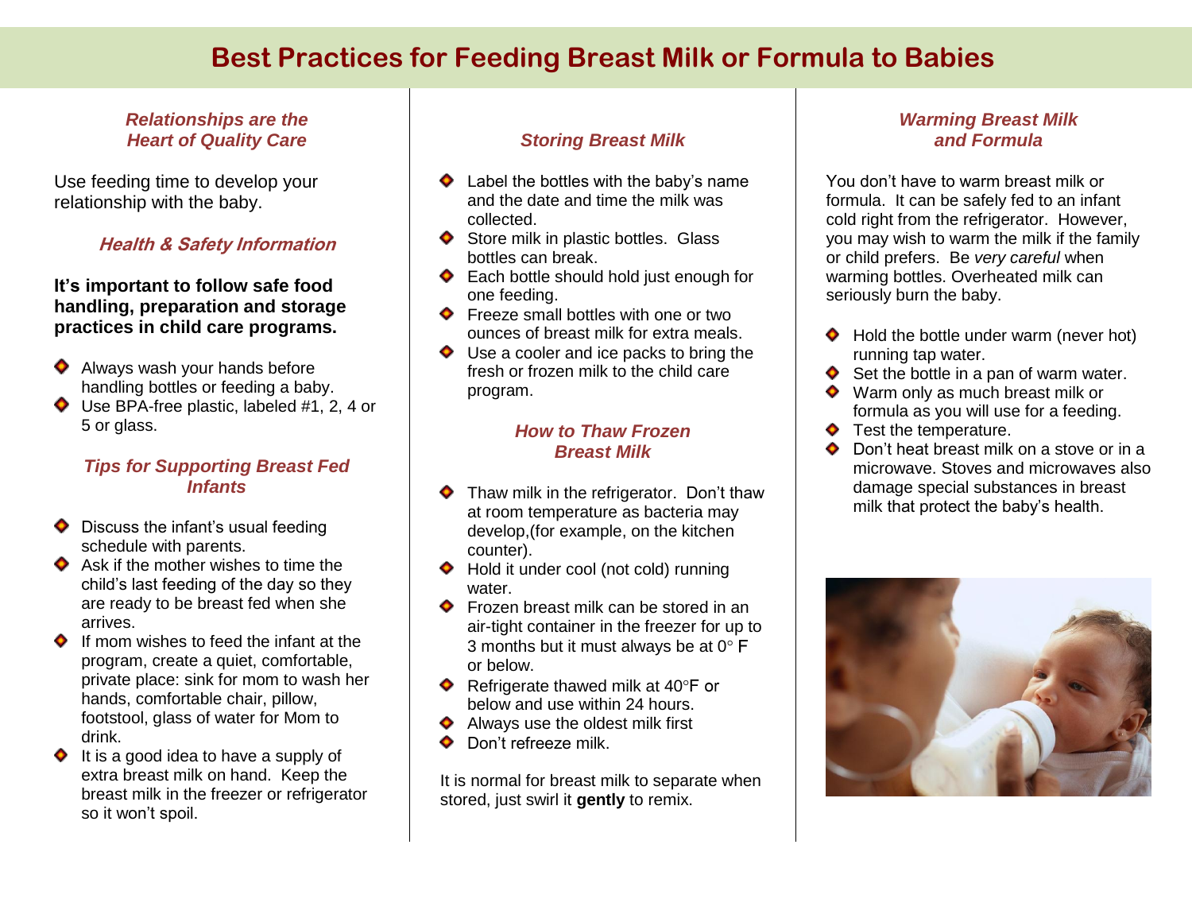# Best Practices for Feeding Breast Milk or Formula to Babies

## *Relationships are the Heart of Quality Care*

Use feeding time to develop your relationship with the baby.

## *Health & Safety Information*

**It's important to follow safe food handling, preparation and storage practices in child care programs.**

- Always wash your hands before handling bottles or feeding a baby.
- Use BPA-free plastic, labeled #1, 2, 4 or 5 or glass.

## *Tips for Supporting Breast Fed Infants*

- Discuss the infant's usual feeding schedule with parents.
- Ask if the mother wishes to time the child's last feeding of the day so they are ready to be breast fed when she arrives.
- If mom wishes to feed the infant at the program, create a quiet, comfortable, private place: sink for mom to wash her hands, comfortable chair, pillow, footstool, glass of water for Mom to drink.
- It is a good idea to have a supply of extra breast milk on hand. Keep the breast milk in the freezer or refrigerator so it won't spoil.

## *Storing Breast Milk*

- Label the bottles with the baby's name and the date and time the milk was collected.
- Store milk in plastic bottles. Glass bottles can break.
- Each bottle should hold just enough for one feeding.
- Freeze small bottles with one or two ounces of breast milk for extra meals.
- Use a cooler and ice packs to bring the fresh or frozen milk to the child care program.

## *How to Thaw Frozen Breast Milk*

- Thaw milk in the refrigerator. Don't thaw at room temperature as bacteria may develop,(for example, on the kitchen counter).
- Hold it under cool (not cold) running water.
- Frozen breast milk can be stored in an air-tight container in the freezer for up to 3 months but it must always be at 0° F or below.
- Refrigerate thawed milk at 40°F or below and use within 24 hours.
- Always use the oldest milk first
- Don't refreeze milk.

It is normal for breast milk to separate when stored, just swirl it **gently** to remix.

## *Warming Breast Milk and Formula*

You don't have to warm breast milk or formula. It can be safely fed to an infant cold right from the refrigerator. However, you may wish to warm the milk if the family or child prefers. Be *very careful* when warming bottles. Overheated milk can seriously burn the baby.

- Hold the bottle under warm (never hot) running tap water.
- Set the bottle in a pan of warm water.
- Warm only as much breast milk or formula as you will use for a feeding.
- Test the temperature.
- Don't heat breast milk on a stove or in a microwave. Stoves and microwaves also damage special substances in breast milk that protect the baby's health.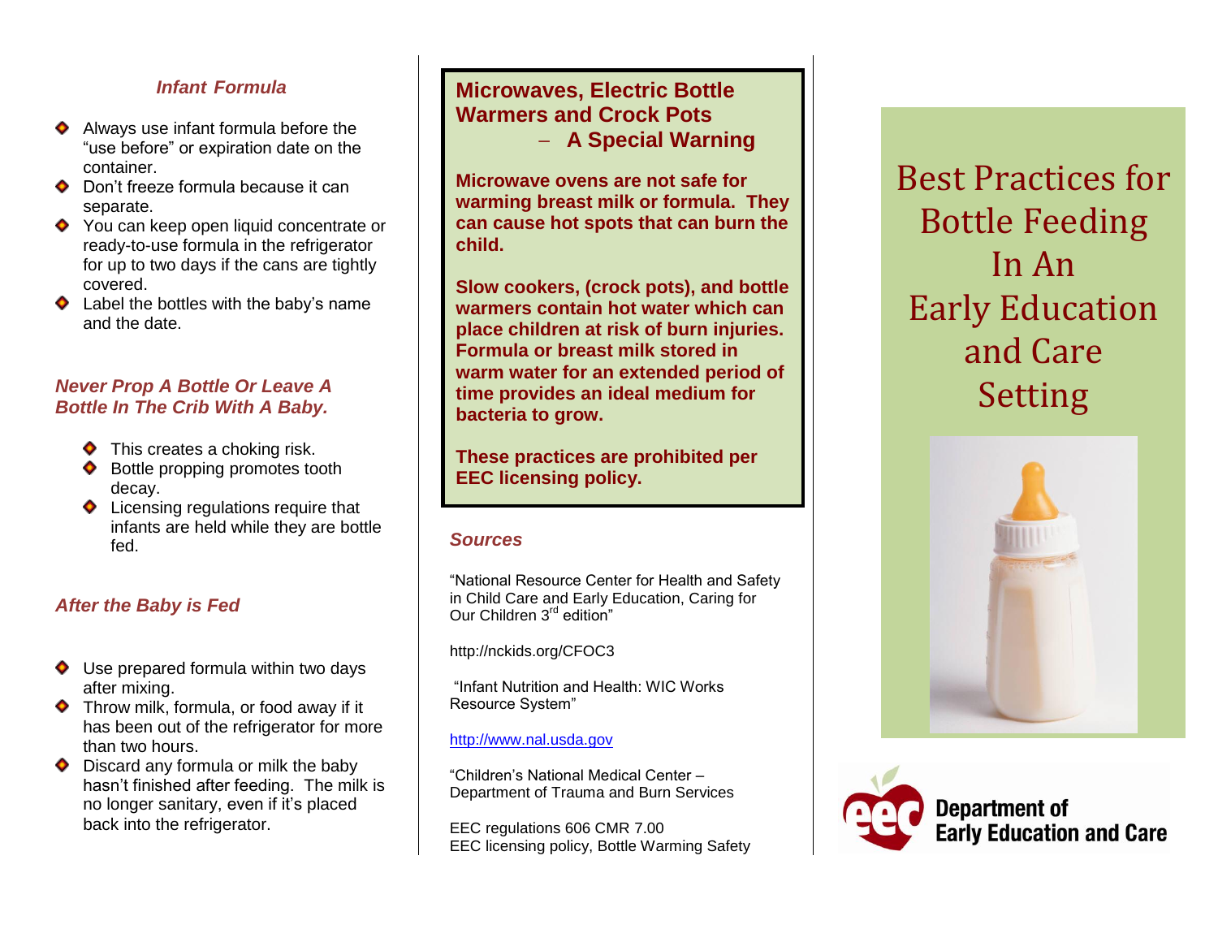### *Infant Formula*

- Always use infant formula before the "use before" or expiration date on the container.
- Don't freeze formula because it can separate.
- You can keep open liquid concentrate or ready-to-use formula in the refrigerator for up to two days if the cans are tightly covered.
- Label the bottles with the baby's name and the date.

### *Never Prop A Bottle Or Leave A Bottle In The Crib With A Baby.*

- This creates a choking risk.
- Bottle propping promotes tooth decay.
- Licensing regulations require that infants are held while they are bottle fed.

### *After the Baby is Fed*

- Use prepared formula within two days after mixing.
- Throw milk, formula, or food away if it has been out of the refrigerator for more than two hours.
- Discard any formula or milk the baby hasn't finished after feeding. The milk is no longer sanitary, even if it's placed back into the refrigerator.

## Microwaves, Electric Bottle Warmers and Crock Pots – A Special Warning

**Microwave ovens are not safe for warming breast milk or formula. They can cause hot spots that can burn the child.**

**Slow cookers, (crock pots), and bottle warmers contain hot water which can place children at risk of burn injuries. Formula or breast milk stored in warm water for an extended period of time provides an ideal medium for bacteria to grow.**

**These practices are prohibited per EEC licensing policy.**

### *Sources*

"National Resource Center for Health and Safety in Child Care and Early Education, Caring for Our Children 3rd edition"

http://nckids.org/CFOC3

"Infant Nutrition and Health: WIC Works Resource System"

http://www.nal.usda.gov

"Children's National Medical Center – Department of Trauma and Burn Services

EEC regulations 606 CMR 7.00
EEC licensing policy, Bottle Warming Safety

# Best Practices for Bottle Feeding In An Early Education and Care Setting

Department of Early Education and Care